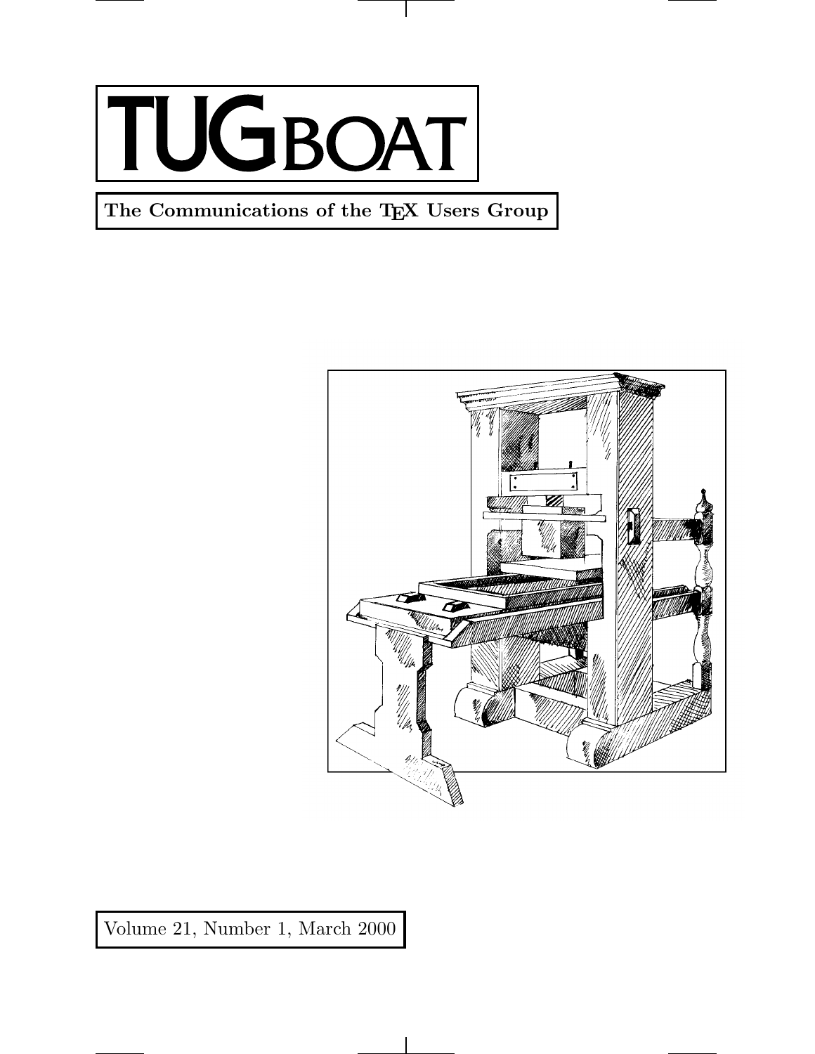# TUGBOAT

**The Communications of the TEX Users Group**

Volume 21, Number 1, March 2000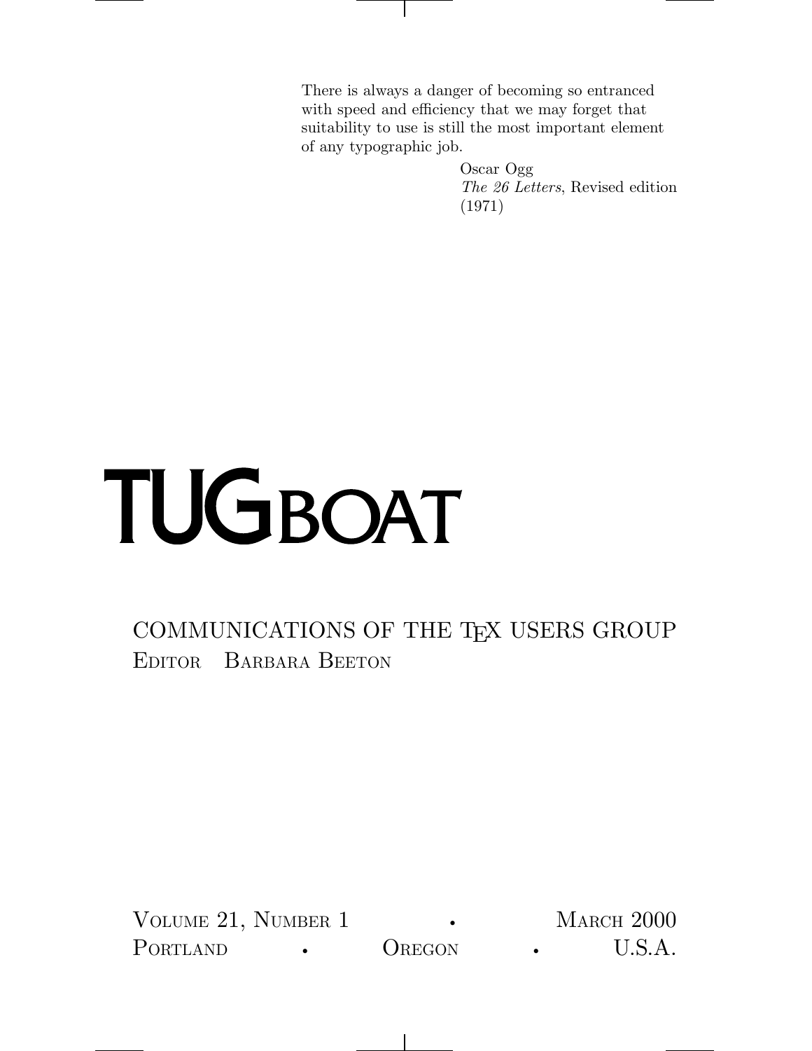There is always a danger of becoming so entranced with speed and efficiency that we may forget that suitability to use is still the most important element of any typographic job.

Oscar Ogg
*The 26 Letters*, Revised edition
(1971)

# TUGBOAT

COMMUNICATIONS OF THE TEX USERS GROUP

EDITOR BARBARA BEETON

VOLUME 21, NUMBER 1 • MARCH 2000

PORTLAND • OREGON • U.S.A.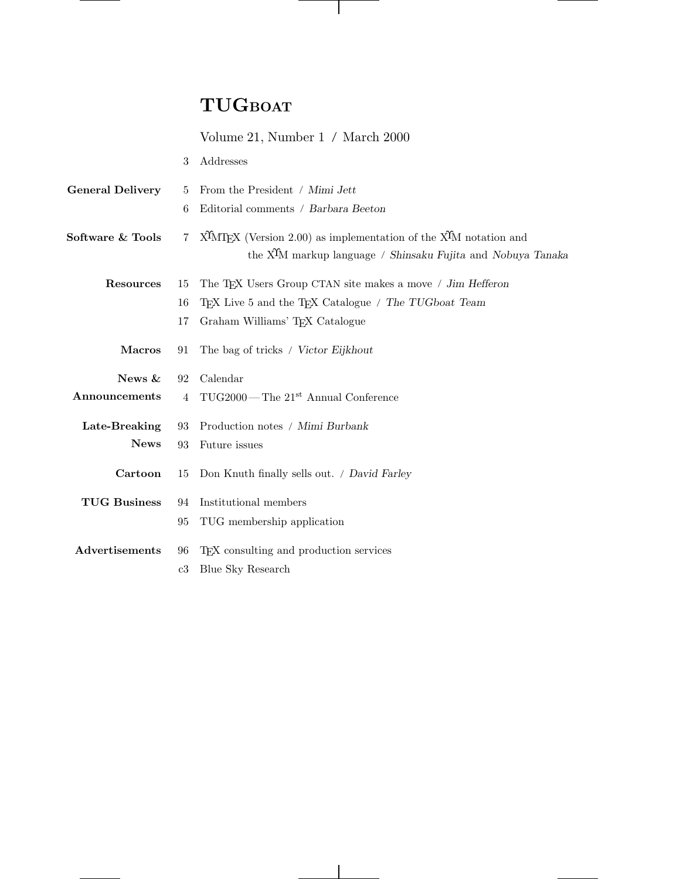# TUGboat

Volume 21, Number 1 / March 2000

| | | |
|---|---|---|
| | 3 | Addresses |
| **General Delivery** | 5 | From the President / *Mimi Jett* |
| | 6 | Editorial comments / *Barbara Beeton* |
| **Software & Tools** | 7 | XΥMTEX (Version 2.00) as implementation of the XΥM notation and the XΥM markup language / *Shinsaku Fujita* and *Nobuya Tanaka* |
| **Resources** | 15 | The TEX Users Group CTAN site makes a move / *Jim Hefferon* |
| | 16 | TEX Live 5 and the TEX Catalogue / *The TUGboat Team* |
| | 17 | Graham Williams' TEX Catalogue |
| **Macros** | 91 | The bag of tricks / *Victor Eijkhout* |
| **News & Announcements** | 92 | Calendar |
| | 4 | TUG2000 — The 21st Annual Conference |
| **Late-Breaking News** | 93 | Production notes / *Mimi Burbank* |
| | 93 | Future issues |
| **Cartoon** | 15 | Don Knuth finally sells out. / *David Farley* |
| **TUG Business** | 94 | Institutional members |
| | 95 | TUG membership application |
| **Advertisements** | 96 | TEX consulting and production services |
| | c3 | Blue Sky Research |